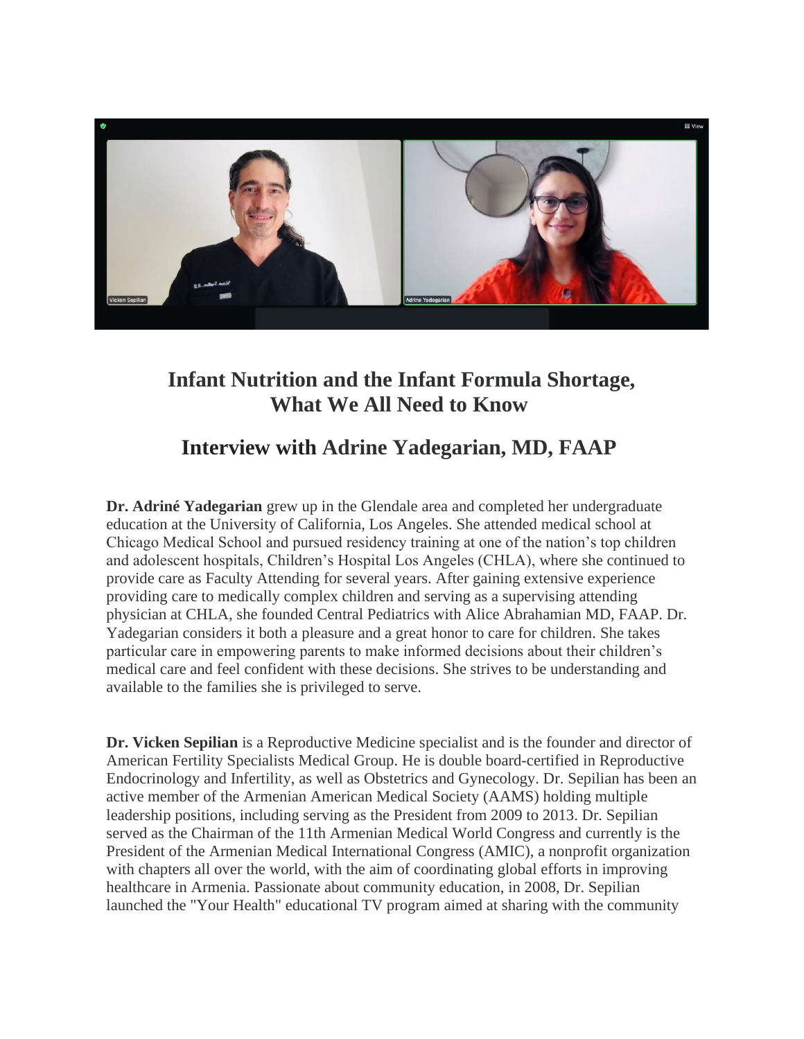# Infant Nutrition and the Infant Formula Shortage, What We All Need to Know

## Interview with Adrine Yadegarian, MD, FAAP

**Dr. Adriné Yadegarian** grew up in the Glendale area and completed her undergraduate education at the University of California, Los Angeles. She attended medical school at Chicago Medical School and pursued residency training at one of the nation's top children and adolescent hospitals, Children's Hospital Los Angeles (CHLA), where she continued to provide care as Faculty Attending for several years. After gaining extensive experience providing care to medically complex children and serving as a supervising attending physician at CHLA, she founded Central Pediatrics with Alice Abrahamian MD, FAAP. Dr. Yadegarian considers it both a pleasure and a great honor to care for children. She takes particular care in empowering parents to make informed decisions about their children's medical care and feel confident with these decisions. She strives to be understanding and available to the families she is privileged to serve.

**Dr. Vicken Sepilian** is a Reproductive Medicine specialist and is the founder and director of American Fertility Specialists Medical Group. He is double board-certified in Reproductive Endocrinology and Infertility, as well as Obstetrics and Gynecology. Dr. Sepilian has been an active member of the Armenian American Medical Society (AAMS) holding multiple leadership positions, including serving as the President from 2009 to 2013. Dr. Sepilian served as the Chairman of the 11th Armenian Medical World Congress and currently is the President of the Armenian Medical International Congress (AMIC), a nonprofit organization with chapters all over the world, with the aim of coordinating global efforts in improving healthcare in Armenia. Passionate about community education, in 2008, Dr. Sepilian launched the "Your Health" educational TV program aimed at sharing with the community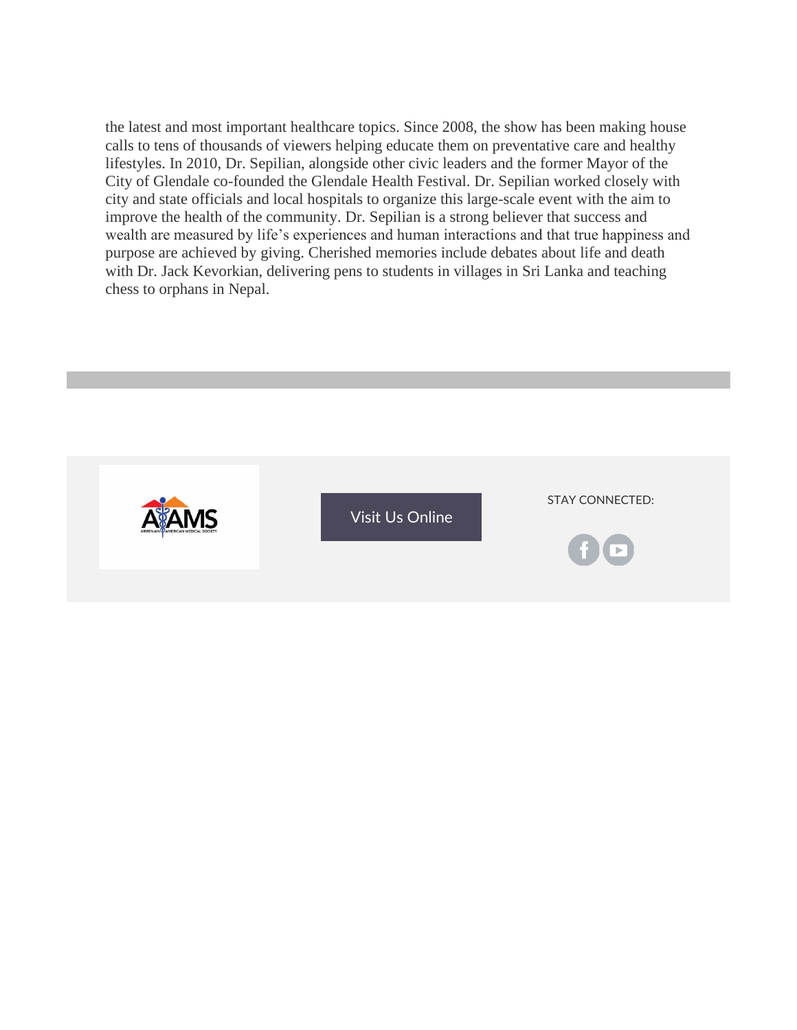the latest and most important healthcare topics. Since 2008, the show has been making house calls to tens of thousands of viewers helping educate them on preventative care and healthy lifestyles. In 2010, Dr. Sepilian, alongside other civic leaders and the former Mayor of the City of Glendale co-founded the Glendale Health Festival. Dr. Sepilian worked closely with city and state officials and local hospitals to organize this large-scale event with the aim to improve the health of the community. Dr. Sepilian is a strong believer that success and wealth are measured by life's experiences and human interactions and that true happiness and purpose are achieved by giving. Cherished memories include debates about life and death with Dr. Jack Kevorkian, delivering pens to students in villages in Sri Lanka and teaching chess to orphans in Nepal.

AAMS

ARMENIAN AMERICAN MEDICAL SOCIETY

Visit Us Online

STAY CONNECTED: